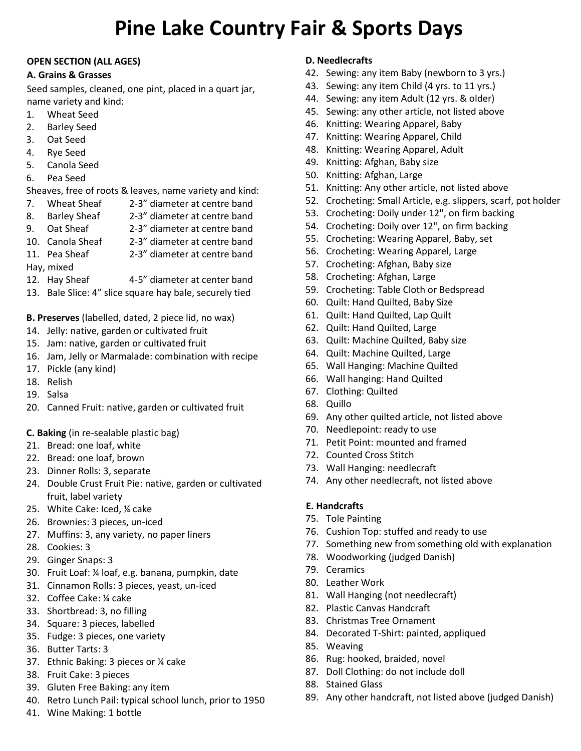# Pine Lake Country Fair & Sports Days

**OPEN SECTION (ALL AGES)**

**A. Grains & Grasses**

Seed samples, cleaned, one pint, placed in a quart jar, name variety and kind:

1. Wheat Seed
2. Barley Seed
3. Oat Seed
4. Rye Seed
5. Canola Seed
6. Pea Seed

Sheaves, free of roots & leaves, name variety and kind:

7. Wheat Sheaf 2-3" diameter at centre band
8. Barley Sheaf 2-3" diameter at centre band
9. Oat Sheaf 2-3" diameter at centre band
10. Canola Sheaf 2-3" diameter at centre band
11. Pea Sheaf 2-3" diameter at centre band

Hay, mixed

12. Hay Sheaf 4-5" diameter at center band
13. Bale Slice: 4" slice square hay bale, securely tied

**B. Preserves** (labelled, dated, 2 piece lid, no wax)

14. Jelly: native, garden or cultivated fruit
15. Jam: native, garden or cultivated fruit
16. Jam, Jelly or Marmalade: combination with recipe
17. Pickle (any kind)
18. Relish
19. Salsa
20. Canned Fruit: native, garden or cultivated fruit

**C. Baking** (in re-sealable plastic bag)

21. Bread: one loaf, white
22. Bread: one loaf, brown
23. Dinner Rolls: 3, separate
24. Double Crust Fruit Pie: native, garden or cultivated fruit, label variety
25. White Cake: Iced, ¼ cake
26. Brownies: 3 pieces, un-iced
27. Muffins: 3, any variety, no paper liners
28. Cookies: 3
29. Ginger Snaps: 3
30. Fruit Loaf: ¼ loaf, e.g. banana, pumpkin, date
31. Cinnamon Rolls: 3 pieces, yeast, un-iced
32. Coffee Cake: ¼ cake
33. Shortbread: 3, no filling
34. Square: 3 pieces, labelled
35. Fudge: 3 pieces, one variety
36. Butter Tarts: 3
37. Ethnic Baking: 3 pieces or ¼ cake
38. Fruit Cake: 3 pieces
39. Gluten Free Baking: any item
40. Retro Lunch Pail: typical school lunch, prior to 1950
41. Wine Making: 1 bottle

**D. Needlecrafts**

42. Sewing: any item Baby (newborn to 3 yrs.)
43. Sewing: any item Child (4 yrs. to 11 yrs.)
44. Sewing: any item Adult (12 yrs. & older)
45. Sewing: any other article, not listed above
46. Knitting: Wearing Apparel, Baby
47. Knitting: Wearing Apparel, Child
48. Knitting: Wearing Apparel, Adult
49. Knitting: Afghan, Baby size
50. Knitting: Afghan, Large
51. Knitting: Any other article, not listed above
52. Crocheting: Small Article, e.g. slippers, scarf, pot holder
53. Crocheting: Doily under 12", on firm backing
54. Crocheting: Doily over 12", on firm backing
55. Crocheting: Wearing Apparel, Baby, set
56. Crocheting: Wearing Apparel, Large
57. Crocheting: Afghan, Baby size
58. Crocheting: Afghan, Large
59. Crocheting: Table Cloth or Bedspread
60. Quilt: Hand Quilted, Baby Size
61. Quilt: Hand Quilted, Lap Quilt
62. Quilt: Hand Quilted, Large
63. Quilt: Machine Quilted, Baby size
64. Quilt: Machine Quilted, Large
65. Wall Hanging: Machine Quilted
66. Wall hanging: Hand Quilted
67. Clothing: Quilted
68. Quillo
69. Any other quilted article, not listed above
70. Needlepoint: ready to use
71. Petit Point: mounted and framed
72. Counted Cross Stitch
73. Wall Hanging: needlecraft
74. Any other needlecraft, not listed above

**E. Handcrafts**

75. Tole Painting
76. Cushion Top: stuffed and ready to use
77. Something new from something old with explanation
78. Woodworking (judged Danish)
79. Ceramics
80. Leather Work
81. Wall Hanging (not needlecraft)
82. Plastic Canvas Handcraft
83. Christmas Tree Ornament
84. Decorated T-Shirt: painted, appliqued
85. Weaving
86. Rug: hooked, braided, novel
87. Doll Clothing: do not include doll
88. Stained Glass
89. Any other handcraft, not listed above (judged Danish)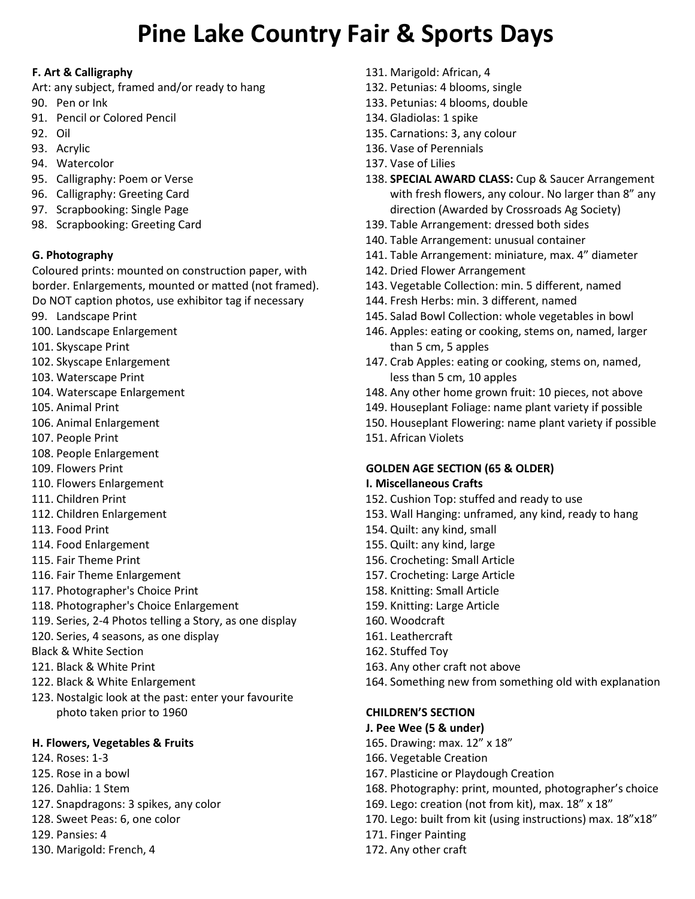# Pine Lake Country Fair & Sports Days

**F. Art & Calligraphy**

Art: any subject, framed and/or ready to hang

90. Pen or Ink
91. Pencil or Colored Pencil
92. Oil
93. Acrylic
94. Watercolor
95. Calligraphy: Poem or Verse
96. Calligraphy: Greeting Card
97. Scrapbooking: Single Page
98. Scrapbooking: Greeting Card

**G. Photography**

Coloured prints: mounted on construction paper, with border. Enlargements, mounted or matted (not framed). Do NOT caption photos, use exhibitor tag if necessary

99. Landscape Print
100. Landscape Enlargement
101. Skyscape Print
102. Skyscape Enlargement
103. Waterscape Print
104. Waterscape Enlargement
105. Animal Print
106. Animal Enlargement
107. People Print
108. People Enlargement
109. Flowers Print
110. Flowers Enlargement
111. Children Print
112. Children Enlargement
113. Food Print
114. Food Enlargement
115. Fair Theme Print
116. Fair Theme Enlargement
117. Photographer's Choice Print
118. Photographer's Choice Enlargement
119. Series, 2-4 Photos telling a Story, as one display
120. Series, 4 seasons, as one display

Black & White Section

121. Black & White Print
122. Black & White Enlargement
123. Nostalgic look at the past: enter your favourite photo taken prior to 1960

**H. Flowers, Vegetables & Fruits**

124. Roses: 1-3
125. Rose in a bowl
126. Dahlia: 1 Stem
127. Snapdragons: 3 spikes, any color
128. Sweet Peas: 6, one color
129. Pansies: 4
130. Marigold: French, 4
131. Marigold: African, 4
132. Petunias: 4 blooms, single
133. Petunias: 4 blooms, double
134. Gladiolas: 1 spike
135. Carnations: 3, any colour
136. Vase of Perennials
137. Vase of Lilies
138. **SPECIAL AWARD CLASS:** Cup & Saucer Arrangement with fresh flowers, any colour. No larger than 8" any direction (Awarded by Crossroads Ag Society)
139. Table Arrangement: dressed both sides
140. Table Arrangement: unusual container
141. Table Arrangement: miniature, max. 4" diameter
142. Dried Flower Arrangement
143. Vegetable Collection: min. 5 different, named
144. Fresh Herbs: min. 3 different, named
145. Salad Bowl Collection: whole vegetables in bowl
146. Apples: eating or cooking, stems on, named, larger than 5 cm, 5 apples
147. Crab Apples: eating or cooking, stems on, named, less than 5 cm, 10 apples
148. Any other home grown fruit: 10 pieces, not above
149. Houseplant Foliage: name plant variety if possible
150. Houseplant Flowering: name plant variety if possible
151. African Violets

**GOLDEN AGE SECTION (65 & OLDER)**

**I. Miscellaneous Crafts**

152. Cushion Top: stuffed and ready to use
153. Wall Hanging: unframed, any kind, ready to hang
154. Quilt: any kind, small
155. Quilt: any kind, large
156. Crocheting: Small Article
157. Crocheting: Large Article
158. Knitting: Small Article
159. Knitting: Large Article
160. Woodcraft
161. Leathercraft
162. Stuffed Toy
163. Any other craft not above
164. Something new from something old with explanation

**CHILDREN'S SECTION**

**J. Pee Wee (5 & under)**

165. Drawing: max. 12" x 18"
166. Vegetable Creation
167. Plasticine or Playdough Creation
168. Photography: print, mounted, photographer's choice
169. Lego: creation (not from kit), max. 18" x 18"
170. Lego: built from kit (using instructions) max. 18"x18"
171. Finger Painting
172. Any other craft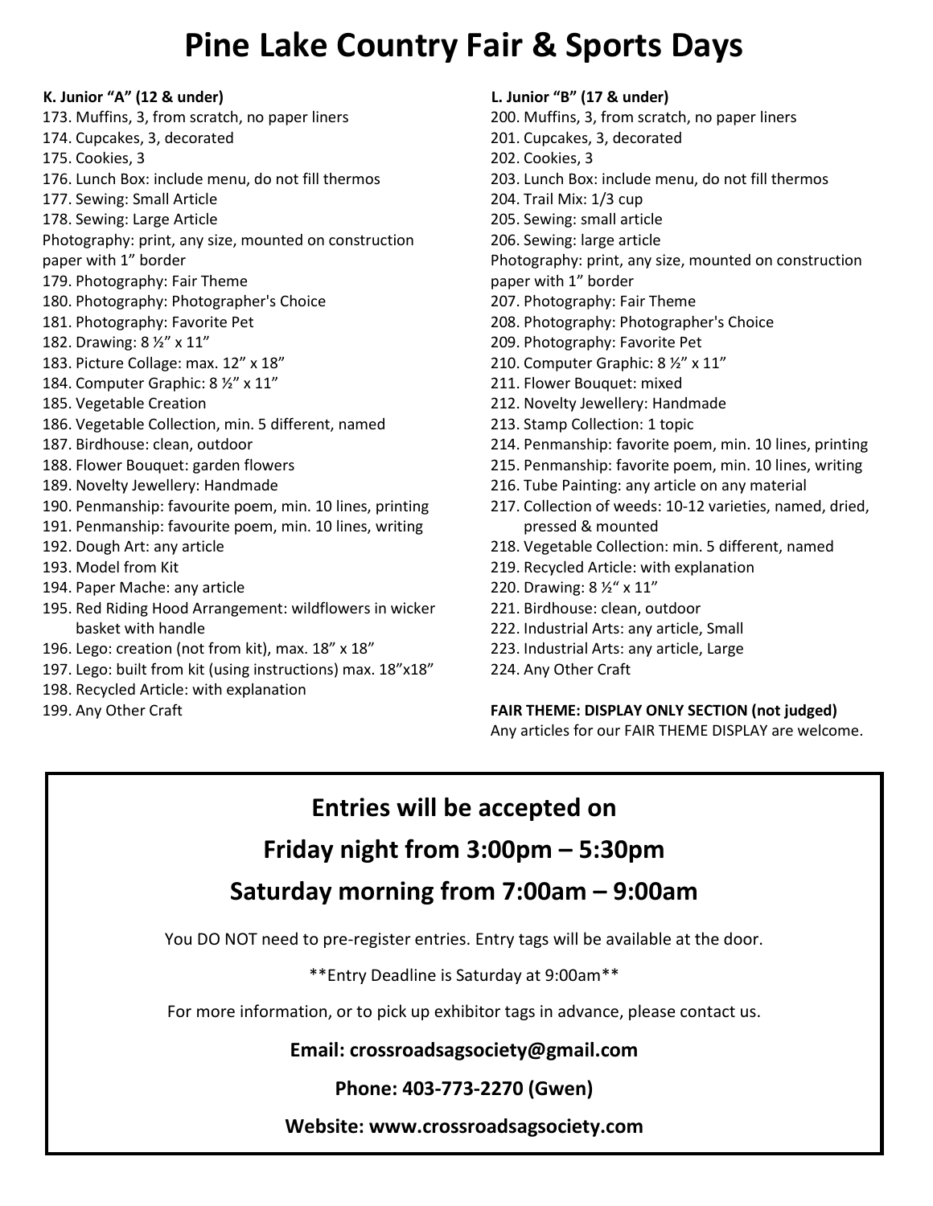# Pine Lake Country Fair & Sports Days

**K. Junior "A" (12 & under)**

173. Muffins, 3, from scratch, no paper liners
174. Cupcakes, 3, decorated
175. Cookies, 3
176. Lunch Box: include menu, do not fill thermos
177. Sewing: Small Article
178. Sewing: Large Article

Photography: print, any size, mounted on construction paper with 1" border

179. Photography: Fair Theme
180. Photography: Photographer's Choice
181. Photography: Favorite Pet
182. Drawing: 8 ½" x 11"
183. Picture Collage: max. 12" x 18"
184. Computer Graphic: 8 ½" x 11"
185. Vegetable Creation
186. Vegetable Collection, min. 5 different, named
187. Birdhouse: clean, outdoor
188. Flower Bouquet: garden flowers
189. Novelty Jewellery: Handmade
190. Penmanship: favourite poem, min. 10 lines, printing
191. Penmanship: favourite poem, min. 10 lines, writing
192. Dough Art: any article
193. Model from Kit
194. Paper Mache: any article
195. Red Riding Hood Arrangement: wildflowers in wicker basket with handle
196. Lego: creation (not from kit), max. 18" x 18"
197. Lego: built from kit (using instructions) max. 18"x18"
198. Recycled Article: with explanation
199. Any Other Craft

**L. Junior "B" (17 & under)**

200. Muffins, 3, from scratch, no paper liners
201. Cupcakes, 3, decorated
202. Cookies, 3
203. Lunch Box: include menu, do not fill thermos
204. Trail Mix: 1/3 cup
205. Sewing: small article
206. Sewing: large article

Photography: print, any size, mounted on construction paper with 1" border

207. Photography: Fair Theme
208. Photography: Photographer's Choice
209. Photography: Favorite Pet
210. Computer Graphic: 8 ½" x 11"
211. Flower Bouquet: mixed
212. Novelty Jewellery: Handmade
213. Stamp Collection: 1 topic
214. Penmanship: favorite poem, min. 10 lines, printing
215. Penmanship: favorite poem, min. 10 lines, writing
216. Tube Painting: any article on any material
217. Collection of weeds: 10-12 varieties, named, dried, pressed & mounted
218. Vegetable Collection: min. 5 different, named
219. Recycled Article: with explanation
220. Drawing: 8 ½" x 11"
221. Birdhouse: clean, outdoor
222. Industrial Arts: any article, Small
223. Industrial Arts: any article, Large
224. Any Other Craft

**FAIR THEME: DISPLAY ONLY SECTION (not judged)**

Any articles for our FAIR THEME DISPLAY are welcome.

## Entries will be accepted on

## Friday night from 3:00pm – 5:30pm

## Saturday morning from 7:00am – 9:00am

You DO NOT need to pre-register entries. Entry tags will be available at the door.

**Entry Deadline is Saturday at 9:00am**

For more information, or to pick up exhibitor tags in advance, please contact us.

**Email: crossroadsagsociety@gmail.com**

**Phone: 403-773-2270 (Gwen)**

**Website: www.crossroadsagsociety.com**